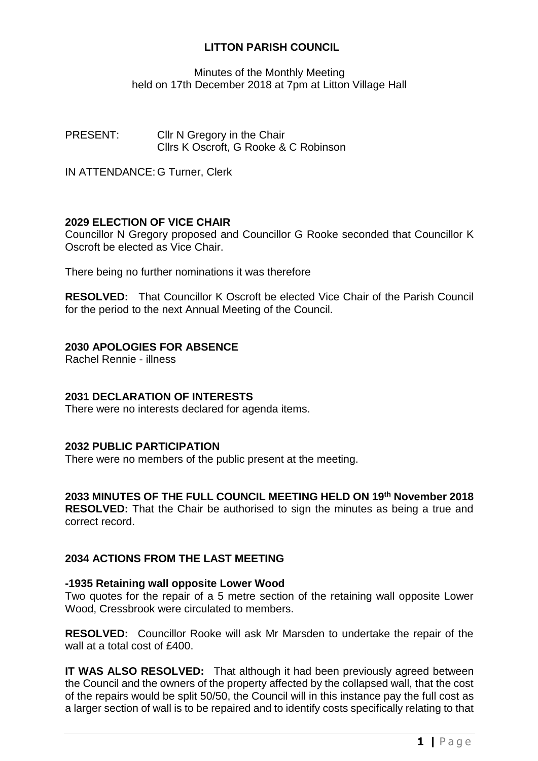# LITTON PARISH COUNCIL

Minutes of the Monthly Meeting
held on 17th December 2018 at 7pm at Litton Village Hall

PRESENT: Cllr N Gregory in the Chair
Cllrs K Oscroft, G Rooke & C Robinson

IN ATTENDANCE: G Turner, Clerk

## 2029 ELECTION OF VICE CHAIR

Councillor N Gregory proposed and Councillor G Rooke seconded that Councillor K Oscroft be elected as Vice Chair.

There being no further nominations it was therefore

**RESOLVED:** That Councillor K Oscroft be elected Vice Chair of the Parish Council for the period to the next Annual Meeting of the Council.

## 2030 APOLOGIES FOR ABSENCE

Rachel Rennie - illness

## 2031 DECLARATION OF INTERESTS

There were no interests declared for agenda items.

## 2032 PUBLIC PARTICIPATION

There were no members of the public present at the meeting.

## 2033 MINUTES OF THE FULL COUNCIL MEETING HELD ON 19th November 2018

**RESOLVED:** That the Chair be authorised to sign the minutes as being a true and correct record.

## 2034 ACTIONS FROM THE LAST MEETING

### -1935 Retaining wall opposite Lower Wood

Two quotes for the repair of a 5 metre section of the retaining wall opposite Lower Wood, Cressbrook were circulated to members.

**RESOLVED:** Councillor Rooke will ask Mr Marsden to undertake the repair of the wall at a total cost of £400.

**IT WAS ALSO RESOLVED:** That although it had been previously agreed between the Council and the owners of the property affected by the collapsed wall, that the cost of the repairs would be split 50/50, the Council will in this instance pay the full cost as a larger section of wall is to be repaired and to identify costs specifically relating to that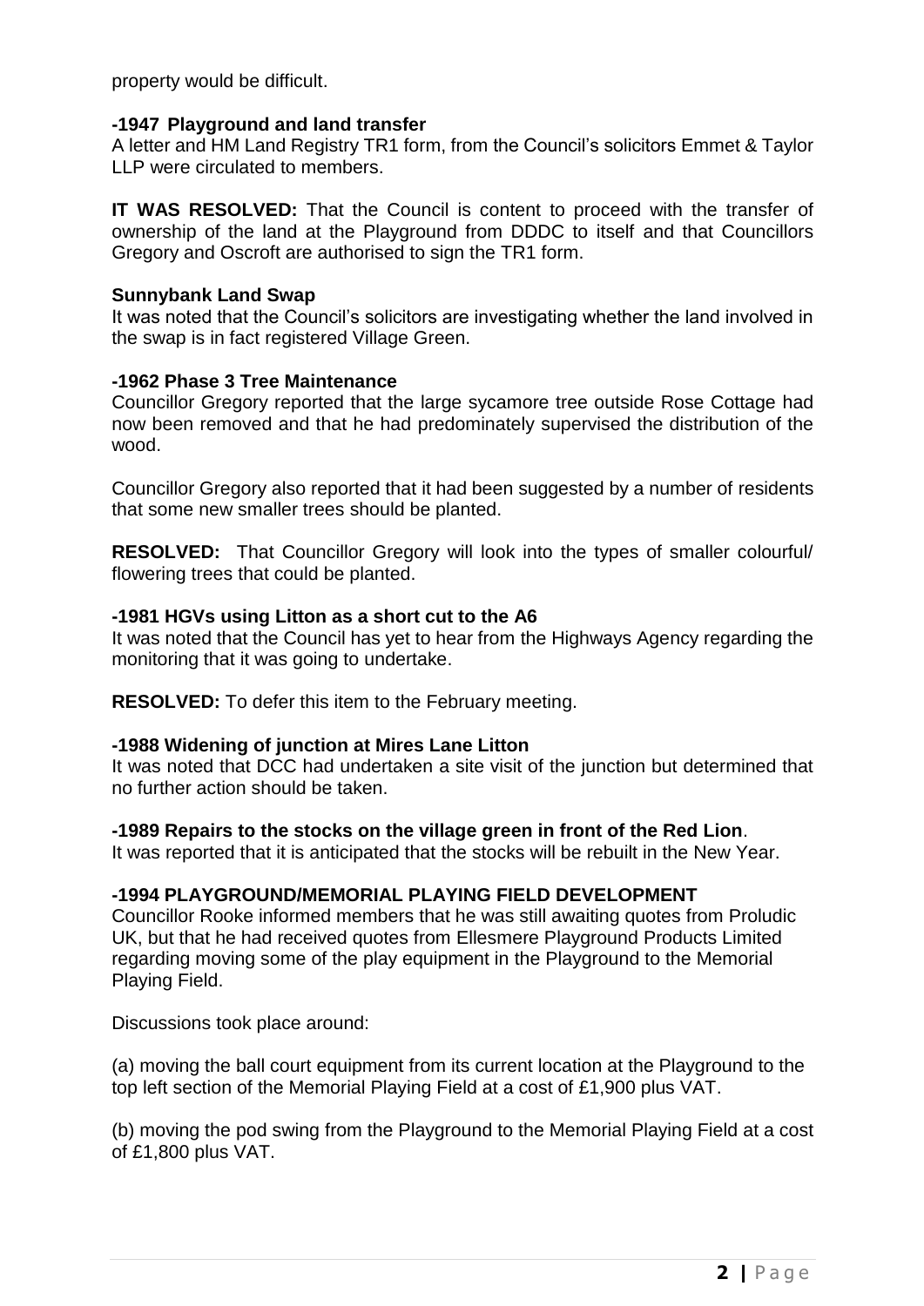property would be difficult.

**-1947 Playground and land transfer**
A letter and HM Land Registry TR1 form, from the Council's solicitors Emmet & Taylor LLP were circulated to members.

**IT WAS RESOLVED:** That the Council is content to proceed with the transfer of ownership of the land at the Playground from DDDC to itself and that Councillors Gregory and Oscroft are authorised to sign the TR1 form.

**Sunnybank Land Swap**
It was noted that the Council's solicitors are investigating whether the land involved in the swap is in fact registered Village Green.

**-1962 Phase 3 Tree Maintenance**
Councillor Gregory reported that the large sycamore tree outside Rose Cottage had now been removed and that he had predominately supervised the distribution of the wood.

Councillor Gregory also reported that it had been suggested by a number of residents that some new smaller trees should be planted.

**RESOLVED:** That Councillor Gregory will look into the types of smaller colourful/ flowering trees that could be planted.

**-1981 HGVs using Litton as a short cut to the A6**
It was noted that the Council has yet to hear from the Highways Agency regarding the monitoring that it was going to undertake.

**RESOLVED:** To defer this item to the February meeting.

**-1988 Widening of junction at Mires Lane Litton**
It was noted that DCC had undertaken a site visit of the junction but determined that no further action should be taken.

**-1989 Repairs to the stocks on the village green in front of the Red Lion**.
It was reported that it is anticipated that the stocks will be rebuilt in the New Year.

**-1994 PLAYGROUND/MEMORIAL PLAYING FIELD DEVELOPMENT**
Councillor Rooke informed members that he was still awaiting quotes from Proludic UK, but that he had received quotes from Ellesmere Playground Products Limited regarding moving some of the play equipment in the Playground to the Memorial Playing Field.

Discussions took place around:

(a) moving the ball court equipment from its current location at the Playground to the top left section of the Memorial Playing Field at a cost of £1,900 plus VAT.

(b) moving the pod swing from the Playground to the Memorial Playing Field at a cost of £1,800 plus VAT.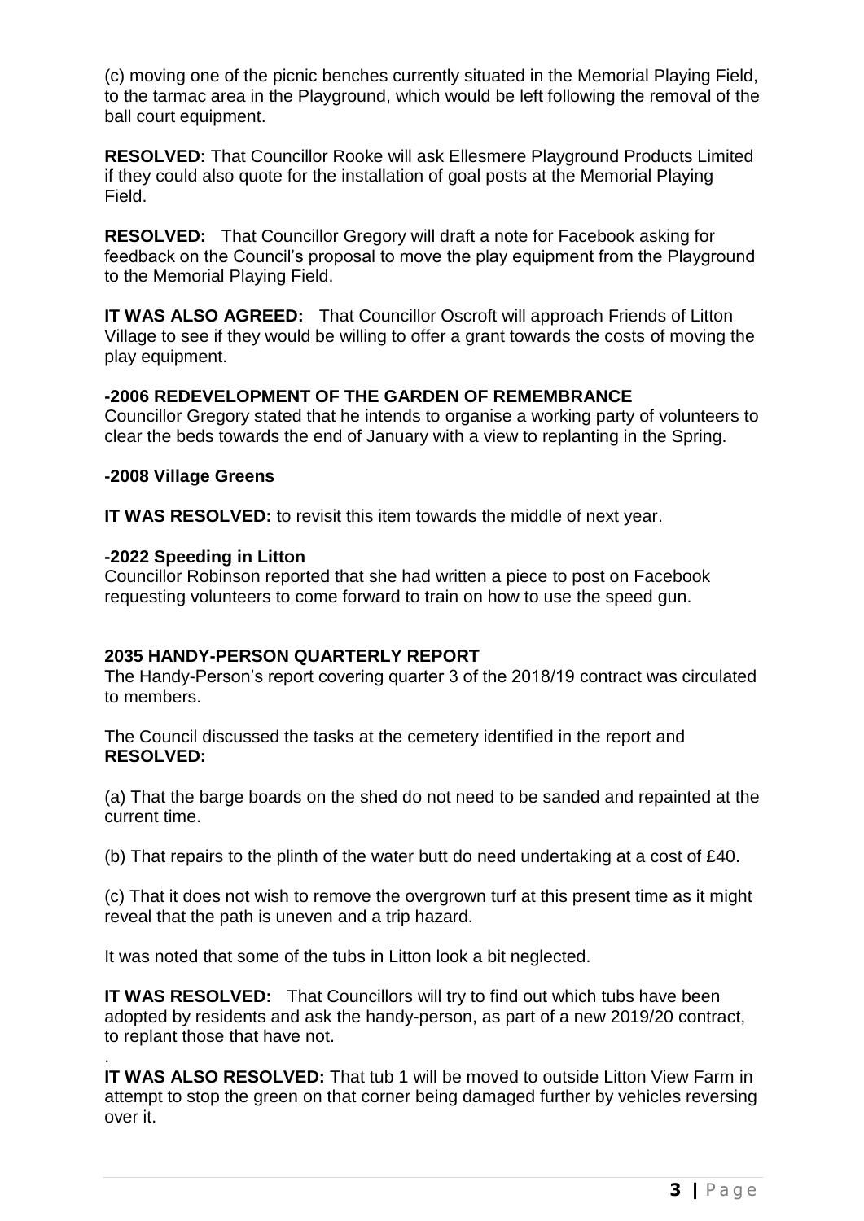(c) moving one of the picnic benches currently situated in the Memorial Playing Field, to the tarmac area in the Playground, which would be left following the removal of the ball court equipment.

**RESOLVED:** That Councillor Rooke will ask Ellesmere Playground Products Limited if they could also quote for the installation of goal posts at the Memorial Playing Field.

**RESOLVED:** That Councillor Gregory will draft a note for Facebook asking for feedback on the Council's proposal to move the play equipment from the Playground to the Memorial Playing Field.

**IT WAS ALSO AGREED:** That Councillor Oscroft will approach Friends of Litton Village to see if they would be willing to offer a grant towards the costs of moving the play equipment.

**-2006 REDEVELOPMENT OF THE GARDEN OF REMEMBRANCE**

Councillor Gregory stated that he intends to organise a working party of volunteers to clear the beds towards the end of January with a view to replanting in the Spring.

**-2008 Village Greens**

**IT WAS RESOLVED:** to revisit this item towards the middle of next year.

**-2022 Speeding in Litton**

Councillor Robinson reported that she had written a piece to post on Facebook requesting volunteers to come forward to train on how to use the speed gun.

**2035 HANDY-PERSON QUARTERLY REPORT**

The Handy-Person's report covering quarter 3 of the 2018/19 contract was circulated to members.

The Council discussed the tasks at the cemetery identified in the report and **RESOLVED:**

(a) That the barge boards on the shed do not need to be sanded and repainted at the current time.

(b) That repairs to the plinth of the water butt do need undertaking at a cost of £40.

(c) That it does not wish to remove the overgrown turf at this present time as it might reveal that the path is uneven and a trip hazard.

It was noted that some of the tubs in Litton look a bit neglected.

**IT WAS RESOLVED:** That Councillors will try to find out which tubs have been adopted by residents and ask the handy-person, as part of a new 2019/20 contract, to replant those that have not.

.

**IT WAS ALSO RESOLVED:** That tub 1 will be moved to outside Litton View Farm in attempt to stop the green on that corner being damaged further by vehicles reversing over it.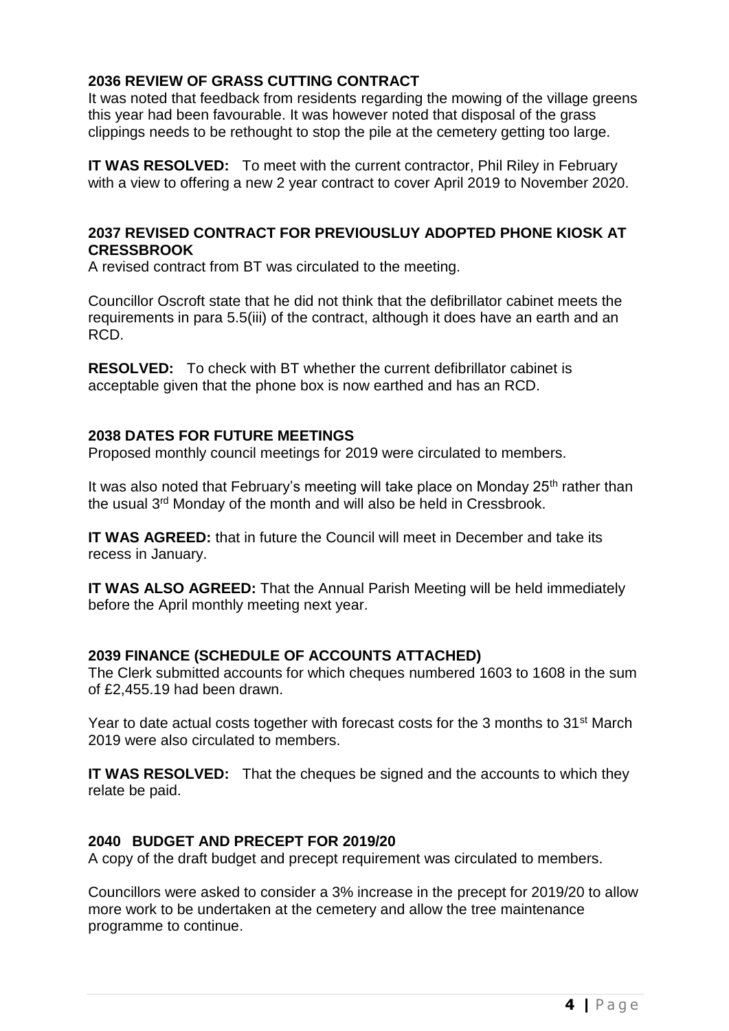### 2036 REVIEW OF GRASS CUTTING CONTRACT

It was noted that feedback from residents regarding the mowing of the village greens this year had been favourable. It was however noted that disposal of the grass clippings needs to be rethought to stop the pile at the cemetery getting too large.

**IT WAS RESOLVED:** To meet with the current contractor, Phil Riley in February with a view to offering a new 2 year contract to cover April 2019 to November 2020.

### 2037 REVISED CONTRACT FOR PREVIOUSLUY ADOPTED PHONE KIOSK AT CRESSBROOK

A revised contract from BT was circulated to the meeting.

Councillor Oscroft state that he did not think that the defibrillator cabinet meets the requirements in para 5.5(iii) of the contract, although it does have an earth and an RCD.

**RESOLVED:** To check with BT whether the current defibrillator cabinet is acceptable given that the phone box is now earthed and has an RCD.

### 2038 DATES FOR FUTURE MEETINGS

Proposed monthly council meetings for 2019 were circulated to members.

It was also noted that February's meeting will take place on Monday 25th rather than the usual 3rd Monday of the month and will also be held in Cressbrook.

**IT WAS AGREED:** that in future the Council will meet in December and take its recess in January.

**IT WAS ALSO AGREED:** That the Annual Parish Meeting will be held immediately before the April monthly meeting next year.

### 2039 FINANCE (SCHEDULE OF ACCOUNTS ATTACHED)

The Clerk submitted accounts for which cheques numbered 1603 to 1608 in the sum of £2,455.19 had been drawn.

Year to date actual costs together with forecast costs for the 3 months to 31st March 2019 were also circulated to members.

**IT WAS RESOLVED:** That the cheques be signed and the accounts to which they relate be paid.

### 2040 BUDGET AND PRECEPT FOR 2019/20

A copy of the draft budget and precept requirement was circulated to members.

Councillors were asked to consider a 3% increase in the precept for 2019/20 to allow more work to be undertaken at the cemetery and allow the tree maintenance programme to continue.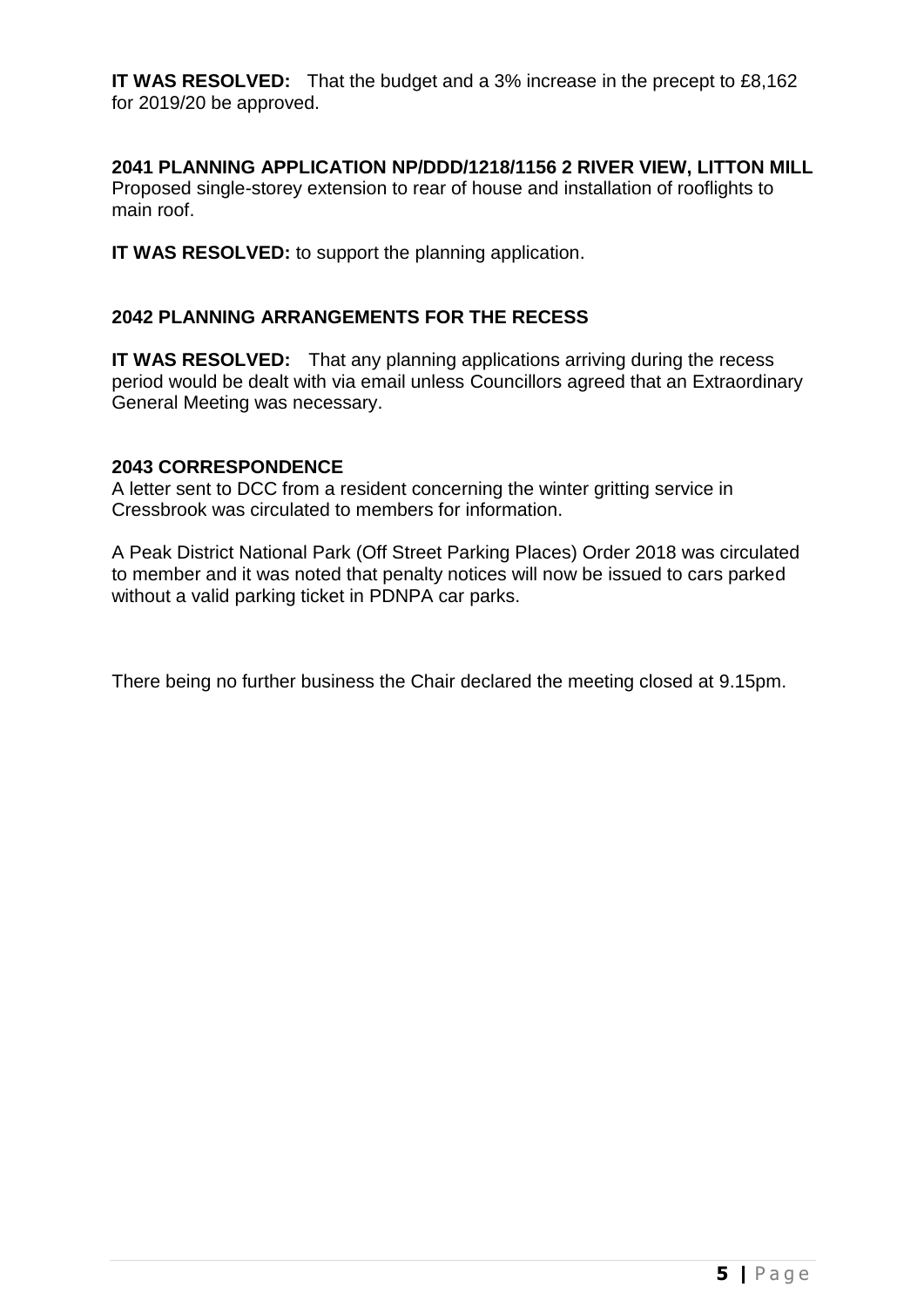**IT WAS RESOLVED:** That the budget and a 3% increase in the precept to £8,162 for 2019/20 be approved.

**2041 PLANNING APPLICATION NP/DDD/1218/1156 2 RIVER VIEW, LITTON MILL**
Proposed single-storey extension to rear of house and installation of rooflights to main roof.

**IT WAS RESOLVED:** to support the planning application.

**2042 PLANNING ARRANGEMENTS FOR THE RECESS**

**IT WAS RESOLVED:** That any planning applications arriving during the recess period would be dealt with via email unless Councillors agreed that an Extraordinary General Meeting was necessary.

**2043 CORRESPONDENCE**
A letter sent to DCC from a resident concerning the winter gritting service in Cressbrook was circulated to members for information.

A Peak District National Park (Off Street Parking Places) Order 2018 was circulated to member and it was noted that penalty notices will now be issued to cars parked without a valid parking ticket in PDNPA car parks.

There being no further business the Chair declared the meeting closed at 9.15pm.